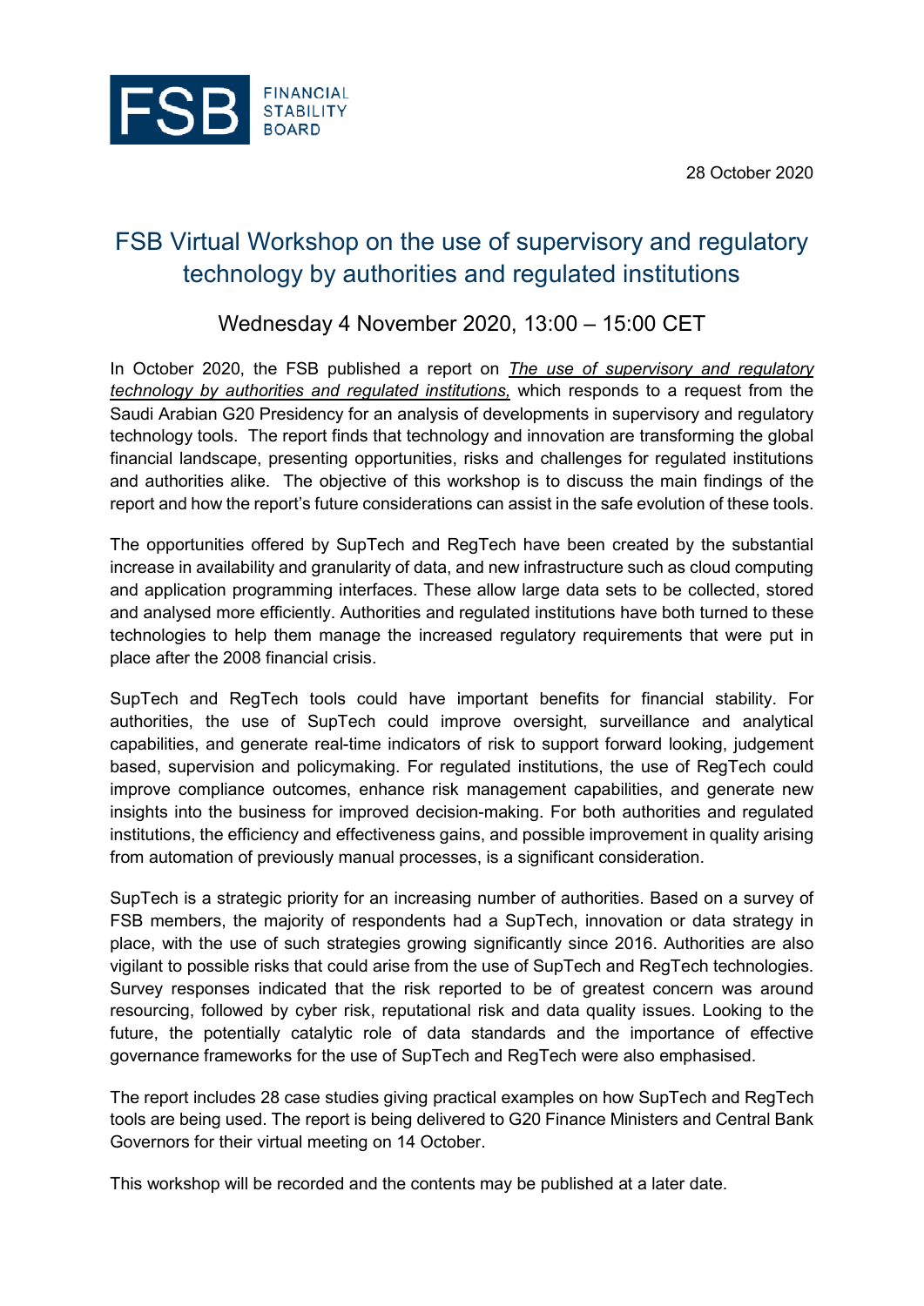FINANCIAL STABILITY BOARD

28 October 2020

# FSB Virtual Workshop on the use of supervisory and regulatory technology by authorities and regulated institutions

## Wednesday 4 November 2020, 13:00 – 15:00 CET

In October 2020, the FSB published a report on *The use of supervisory and regulatory technology by authorities and regulated institutions,* which responds to a request from the Saudi Arabian G20 Presidency for an analysis of developments in supervisory and regulatory technology tools. The report finds that technology and innovation are transforming the global financial landscape, presenting opportunities, risks and challenges for regulated institutions and authorities alike. The objective of this workshop is to discuss the main findings of the report and how the report's future considerations can assist in the safe evolution of these tools.

The opportunities offered by SupTech and RegTech have been created by the substantial increase in availability and granularity of data, and new infrastructure such as cloud computing and application programming interfaces. These allow large data sets to be collected, stored and analysed more efficiently. Authorities and regulated institutions have both turned to these technologies to help them manage the increased regulatory requirements that were put in place after the 2008 financial crisis.

SupTech and RegTech tools could have important benefits for financial stability. For authorities, the use of SupTech could improve oversight, surveillance and analytical capabilities, and generate real-time indicators of risk to support forward looking, judgement based, supervision and policymaking. For regulated institutions, the use of RegTech could improve compliance outcomes, enhance risk management capabilities, and generate new insights into the business for improved decision-making. For both authorities and regulated institutions, the efficiency and effectiveness gains, and possible improvement in quality arising from automation of previously manual processes, is a significant consideration.

SupTech is a strategic priority for an increasing number of authorities. Based on a survey of FSB members, the majority of respondents had a SupTech, innovation or data strategy in place, with the use of such strategies growing significantly since 2016. Authorities are also vigilant to possible risks that could arise from the use of SupTech and RegTech technologies. Survey responses indicated that the risk reported to be of greatest concern was around resourcing, followed by cyber risk, reputational risk and data quality issues. Looking to the future, the potentially catalytic role of data standards and the importance of effective governance frameworks for the use of SupTech and RegTech were also emphasised.

The report includes 28 case studies giving practical examples on how SupTech and RegTech tools are being used. The report is being delivered to G20 Finance Ministers and Central Bank Governors for their virtual meeting on 14 October.

This workshop will be recorded and the contents may be published at a later date.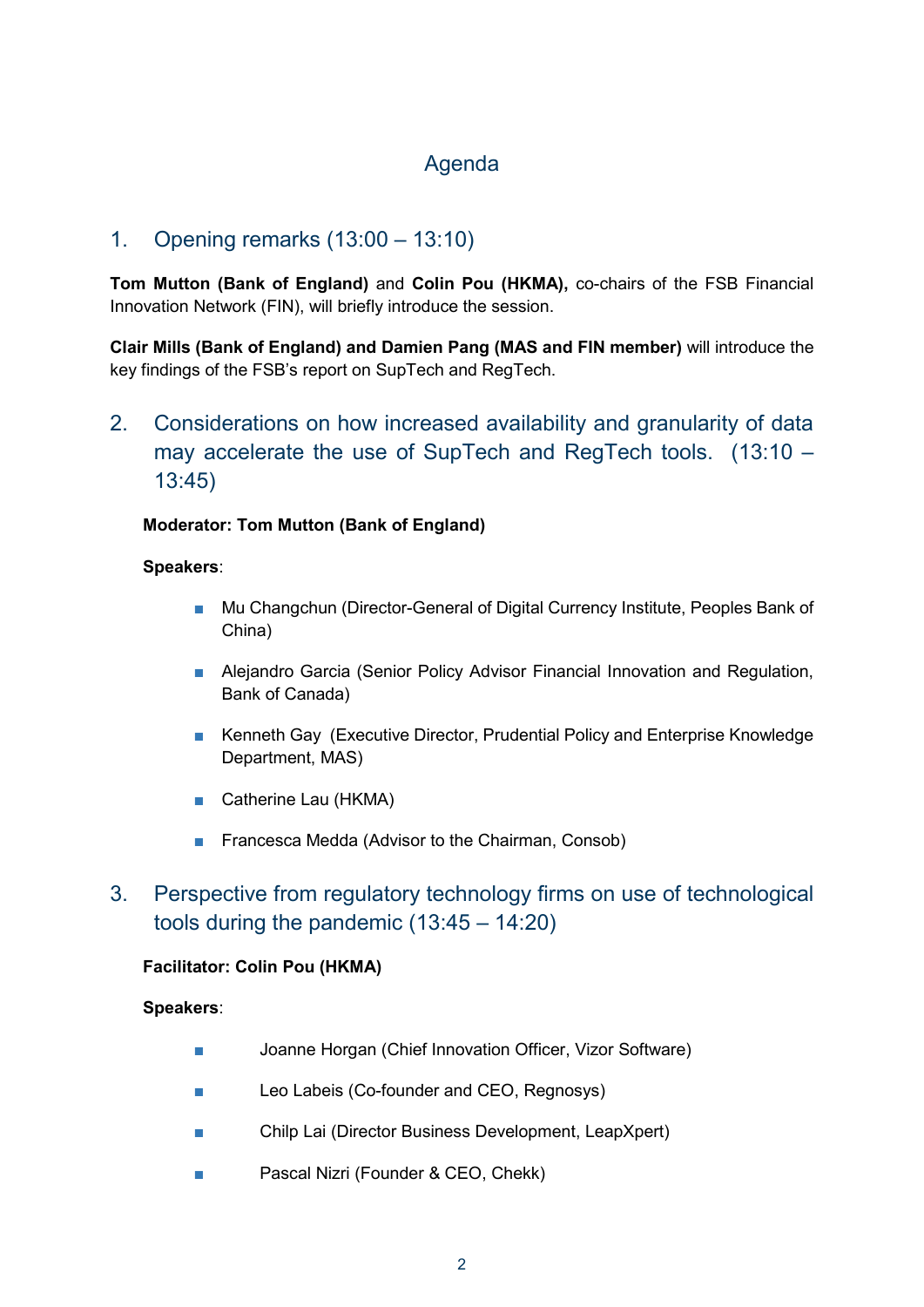# Agenda

## 1. Opening remarks (13:00 – 13:10)

**Tom Mutton (Bank of England)** and **Colin Pou (HKMA),** co-chairs of the FSB Financial Innovation Network (FIN), will briefly introduce the session.

**Clair Mills (Bank of England) and Damien Pang (MAS and FIN member)** will introduce the key findings of the FSB's report on SupTech and RegTech.

## 2. Considerations on how increased availability and granularity of data may accelerate the use of SupTech and RegTech tools. (13:10 – 13:45)

**Moderator: Tom Mutton (Bank of England)**

**Speakers**:

- Mu Changchun (Director-General of Digital Currency Institute, Peoples Bank of China)
- Alejandro Garcia (Senior Policy Advisor Financial Innovation and Regulation, Bank of Canada)
- Kenneth Gay (Executive Director, Prudential Policy and Enterprise Knowledge Department, MAS)
- Catherine Lau (HKMA)
- Francesca Medda (Advisor to the Chairman, Consob)

## 3. Perspective from regulatory technology firms on use of technological tools during the pandemic (13:45 – 14:20)

**Facilitator: Colin Pou (HKMA)**

**Speakers**:

- Joanne Horgan (Chief Innovation Officer, Vizor Software)
- Leo Labeis (Co-founder and CEO, Regnosys)
- Chilp Lai (Director Business Development, LeapXpert)
- Pascal Nizri (Founder & CEO, Chekk)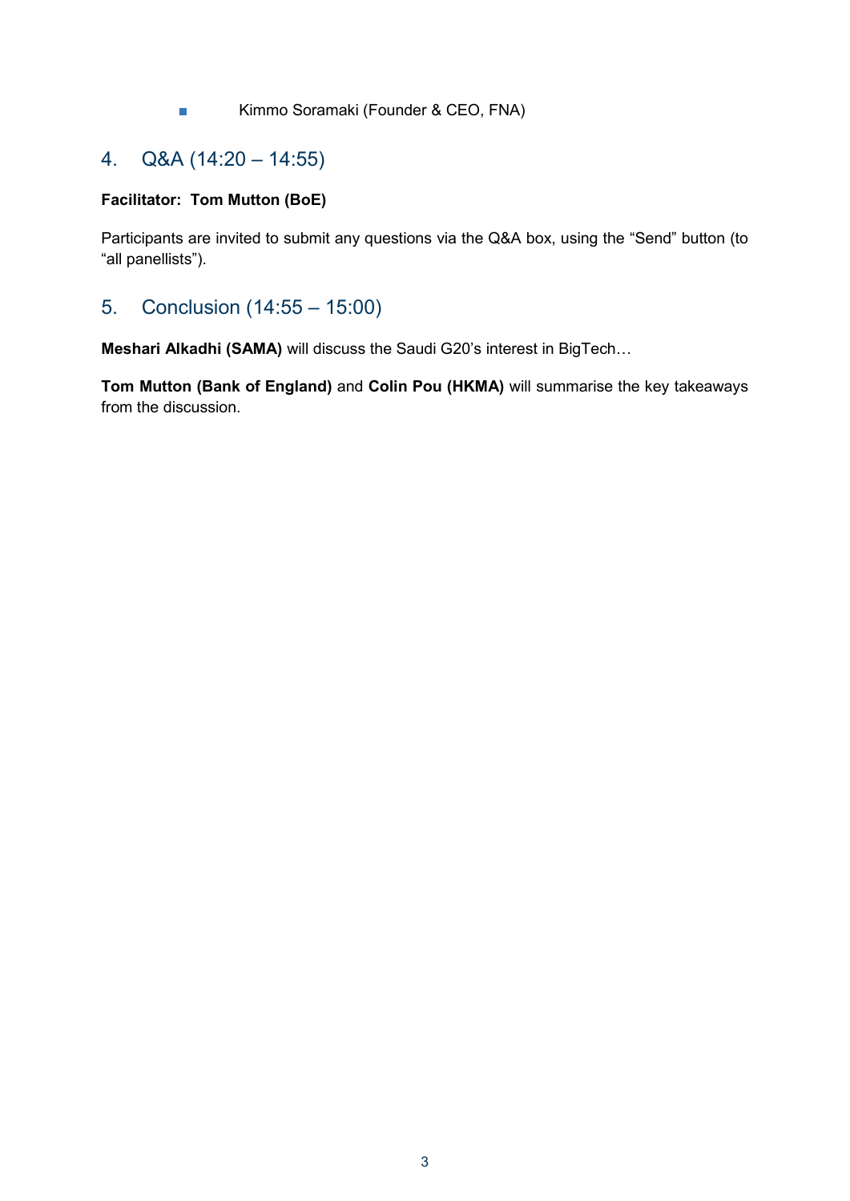- Kimmo Soramaki (Founder & CEO, FNA)

## 4. Q&A (14:20 – 14:55)

**Facilitator: Tom Mutton (BoE)**

Participants are invited to submit any questions via the Q&A box, using the "Send" button (to "all panellists").

## 5. Conclusion (14:55 – 15:00)

**Meshari Alkadhi (SAMA)** will discuss the Saudi G20's interest in BigTech…

**Tom Mutton (Bank of England)** and **Colin Pou (HKMA)** will summarise the key takeaways from the discussion.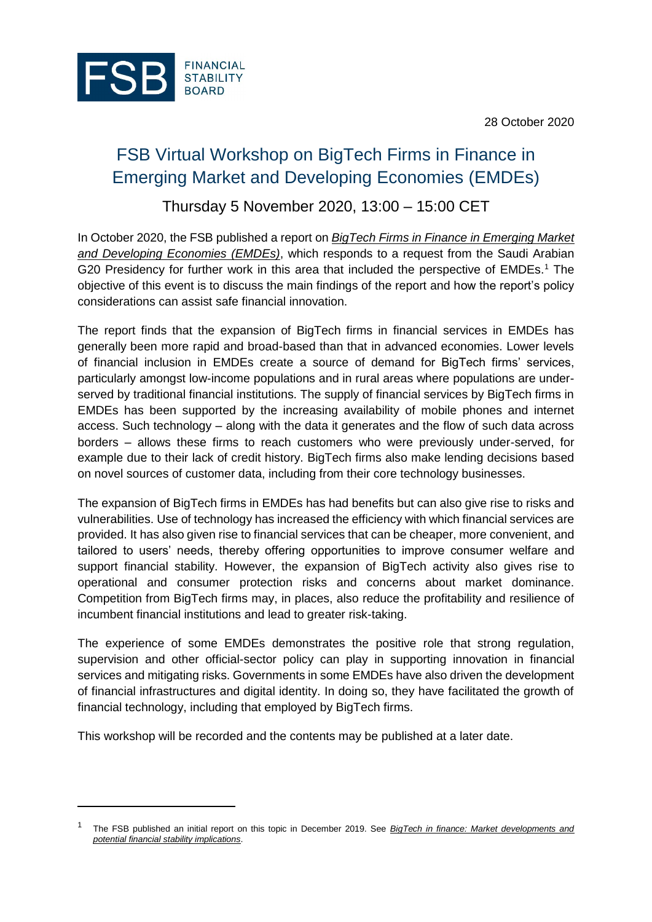FSB FINANCIAL STABILITY BOARD

28 October 2020

# FSB Virtual Workshop on BigTech Firms in Finance in Emerging Market and Developing Economies (EMDEs)

## Thursday 5 November 2020, 13:00 – 15:00 CET

In October 2020, the FSB published a report on *BigTech Firms in Finance in Emerging Market and Developing Economies (EMDEs)*, which responds to a request from the Saudi Arabian G20 Presidency for further work in this area that included the perspective of EMDEs.[1] The objective of this event is to discuss the main findings of the report and how the report's policy considerations can assist safe financial innovation.

The report finds that the expansion of BigTech firms in financial services in EMDEs has generally been more rapid and broad-based than that in advanced economies. Lower levels of financial inclusion in EMDEs create a source of demand for BigTech firms' services, particularly amongst low-income populations and in rural areas where populations are under-served by traditional financial institutions. The supply of financial services by BigTech firms in EMDEs has been supported by the increasing availability of mobile phones and internet access. Such technology – along with the data it generates and the flow of such data across borders – allows these firms to reach customers who were previously under-served, for example due to their lack of credit history. BigTech firms also make lending decisions based on novel sources of customer data, including from their core technology businesses.

The expansion of BigTech firms in EMDEs has had benefits but can also give rise to risks and vulnerabilities. Use of technology has increased the efficiency with which financial services are provided. It has also given rise to financial services that can be cheaper, more convenient, and tailored to users' needs, thereby offering opportunities to improve consumer welfare and support financial stability. However, the expansion of BigTech activity also gives rise to operational and consumer protection risks and concerns about market dominance. Competition from BigTech firms may, in places, also reduce the profitability and resilience of incumbent financial institutions and lead to greater risk-taking.

The experience of some EMDEs demonstrates the positive role that strong regulation, supervision and other official-sector policy can play in supporting innovation in financial services and mitigating risks. Governments in some EMDEs have also driven the development of financial infrastructures and digital identity. In doing so, they have facilitated the growth of financial technology, including that employed by BigTech firms.

This workshop will be recorded and the contents may be published at a later date.

---

[1] The FSB published an initial report on this topic in December 2019. See *BigTech in finance: Market developments and potential financial stability implications*.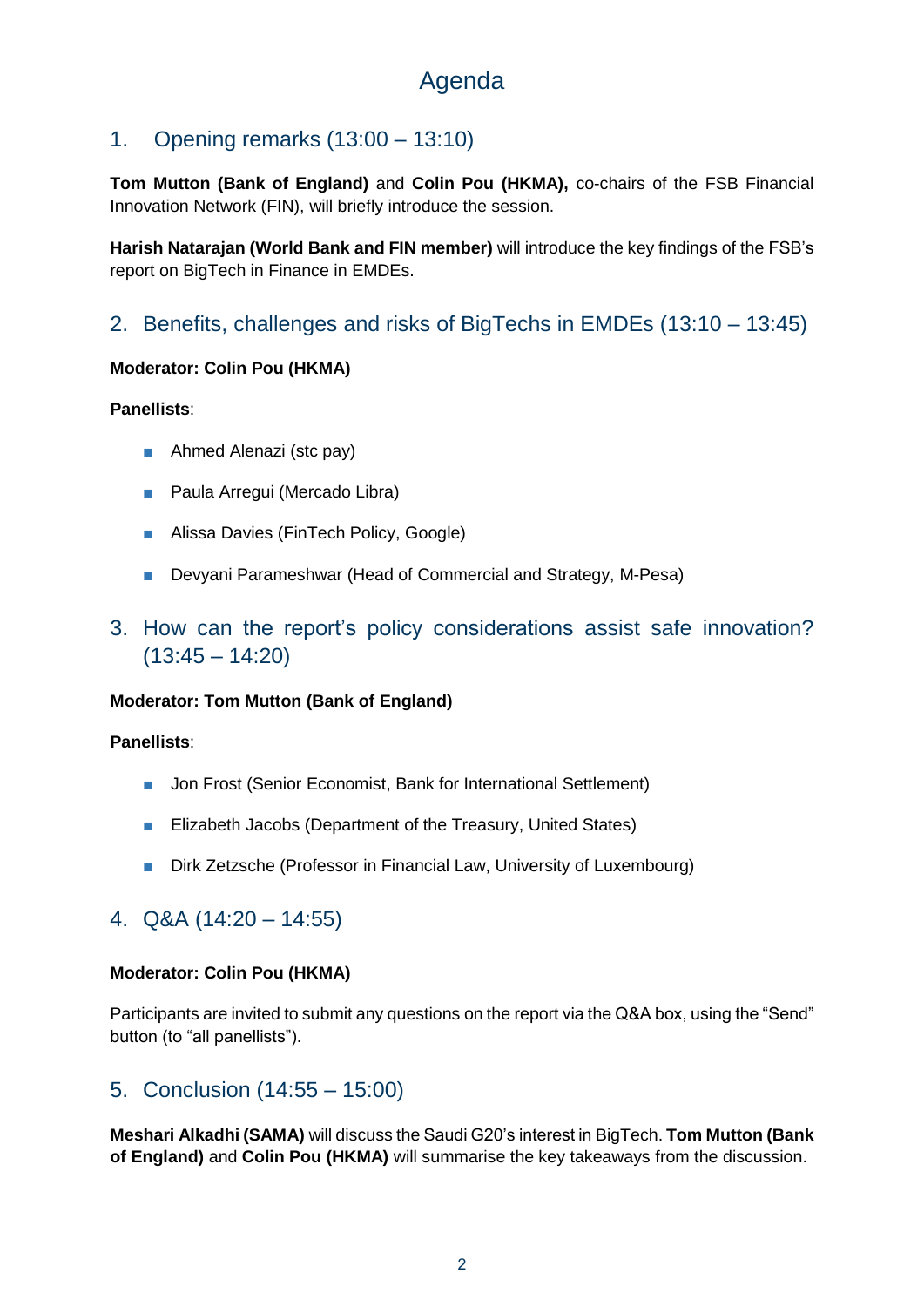# Agenda

## 1. Opening remarks (13:00 – 13:10)

**Tom Mutton (Bank of England)** and **Colin Pou (HKMA),** co-chairs of the FSB Financial Innovation Network (FIN), will briefly introduce the session.

**Harish Natarajan (World Bank and FIN member)** will introduce the key findings of the FSB's report on BigTech in Finance in EMDEs.

## 2. Benefits, challenges and risks of BigTechs in EMDEs (13:10 – 13:45)

**Moderator: Colin Pou (HKMA)**

**Panellists**:

- Ahmed Alenazi (stc pay)
- Paula Arregui (Mercado Libra)
- Alissa Davies (FinTech Policy, Google)
- Devyani Parameshwar (Head of Commercial and Strategy, M-Pesa)

## 3. How can the report's policy considerations assist safe innovation? (13:45 – 14:20)

**Moderator: Tom Mutton (Bank of England)**

**Panellists**:

- Jon Frost (Senior Economist, Bank for International Settlement)
- Elizabeth Jacobs (Department of the Treasury, United States)
- Dirk Zetzsche (Professor in Financial Law, University of Luxembourg)

## 4. Q&A (14:20 – 14:55)

**Moderator: Colin Pou (HKMA)**

Participants are invited to submit any questions on the report via the Q&A box, using the "Send" button (to "all panellists").

## 5. Conclusion (14:55 – 15:00)

**Meshari Alkadhi (SAMA)** will discuss the Saudi G20's interest in BigTech. **Tom Mutton (Bank of England)** and **Colin Pou (HKMA)** will summarise the key takeaways from the discussion.